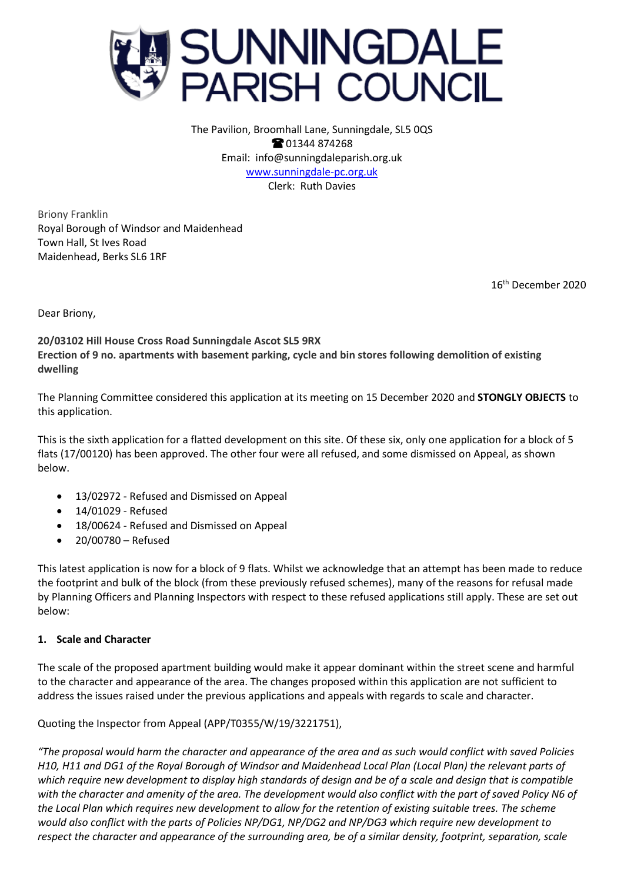# SUNNINGDALE PARISH COUNCIL

The Pavilion, Broomhall Lane, Sunningdale, SL5 0QS
☎ 01344 874268
Email: info@sunningdaleparish.org.uk
www.sunningdale-pc.org.uk
Clerk: Ruth Davies

Briony Franklin
Royal Borough of Windsor and Maidenhead
Town Hall, St Ives Road
Maidenhead, Berks SL6 1RF

16th December 2020

Dear Briony,

**20/03102 Hill House Cross Road Sunningdale Ascot SL5 9RX**
**Erection of 9 no. apartments with basement parking, cycle and bin stores following demolition of existing dwelling**

The Planning Committee considered this application at its meeting on 15 December 2020 and **STONGLY OBJECTS** to this application.

This is the sixth application for a flatted development on this site. Of these six, only one application for a block of 5 flats (17/00120) has been approved. The other four were all refused, and some dismissed on Appeal, as shown below.

- 13/02972 - Refused and Dismissed on Appeal
- 14/01029 - Refused
- 18/00624 - Refused and Dismissed on Appeal
- 20/00780 – Refused

This latest application is now for a block of 9 flats. Whilst we acknowledge that an attempt has been made to reduce the footprint and bulk of the block (from these previously refused schemes), many of the reasons for refusal made by Planning Officers and Planning Inspectors with respect to these refused applications still apply. These are set out below:

**1. Scale and Character**

The scale of the proposed apartment building would make it appear dominant within the street scene and harmful to the character and appearance of the area. The changes proposed within this application are not sufficient to address the issues raised under the previous applications and appeals with regards to scale and character.

Quoting the Inspector from Appeal (APP/T0355/W/19/3221751),

*"The proposal would harm the character and appearance of the area and as such would conflict with saved Policies H10, H11 and DG1 of the Royal Borough of Windsor and Maidenhead Local Plan (Local Plan) the relevant parts of which require new development to display high standards of design and be of a scale and design that is compatible with the character and amenity of the area. The development would also conflict with the part of saved Policy N6 of the Local Plan which requires new development to allow for the retention of existing suitable trees. The scheme would also conflict with the parts of Policies NP/DG1, NP/DG2 and NP/DG3 which require new development to respect the character and appearance of the surrounding area, be of a similar density, footprint, separation, scale*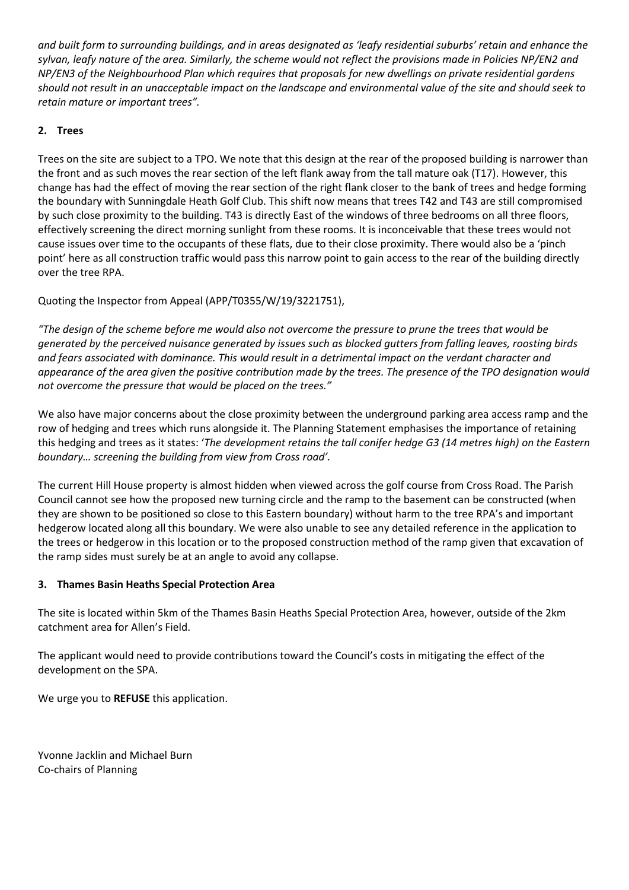*and built form to surrounding buildings, and in areas designated as 'leafy residential suburbs' retain and enhance the sylvan, leafy nature of the area. Similarly, the scheme would not reflect the provisions made in Policies NP/EN2 and NP/EN3 of the Neighbourhood Plan which requires that proposals for new dwellings on private residential gardens should not result in an unacceptable impact on the landscape and environmental value of the site and should seek to retain mature or important trees".*

**2. Trees**

Trees on the site are subject to a TPO. We note that this design at the rear of the proposed building is narrower than the front and as such moves the rear section of the left flank away from the tall mature oak (T17). However, this change has had the effect of moving the rear section of the right flank closer to the bank of trees and hedge forming the boundary with Sunningdale Heath Golf Club. This shift now means that trees T42 and T43 are still compromised by such close proximity to the building. T43 is directly East of the windows of three bedrooms on all three floors, effectively screening the direct morning sunlight from these rooms. It is inconceivable that these trees would not cause issues over time to the occupants of these flats, due to their close proximity. There would also be a 'pinch point' here as all construction traffic would pass this narrow point to gain access to the rear of the building directly over the tree RPA.

Quoting the Inspector from Appeal (APP/T0355/W/19/3221751),

*"The design of the scheme before me would also not overcome the pressure to prune the trees that would be generated by the perceived nuisance generated by issues such as blocked gutters from falling leaves, roosting birds and fears associated with dominance. This would result in a detrimental impact on the verdant character and appearance of the area given the positive contribution made by the trees. The presence of the TPO designation would not overcome the pressure that would be placed on the trees."*

We also have major concerns about the close proximity between the underground parking area access ramp and the row of hedging and trees which runs alongside it. The Planning Statement emphasises the importance of retaining this hedging and trees as it states: '*The development retains the tall conifer hedge G3 (14 metres high) on the Eastern boundary… screening the building from view from Cross road'*.

The current Hill House property is almost hidden when viewed across the golf course from Cross Road. The Parish Council cannot see how the proposed new turning circle and the ramp to the basement can be constructed (when they are shown to be positioned so close to this Eastern boundary) without harm to the tree RPA's and important hedgerow located along all this boundary. We were also unable to see any detailed reference in the application to the trees or hedgerow in this location or to the proposed construction method of the ramp given that excavation of the ramp sides must surely be at an angle to avoid any collapse.

**3. Thames Basin Heaths Special Protection Area**

The site is located within 5km of the Thames Basin Heaths Special Protection Area, however, outside of the 2km catchment area for Allen's Field.

The applicant would need to provide contributions toward the Council's costs in mitigating the effect of the development on the SPA.

We urge you to **REFUSE** this application.

Yvonne Jacklin and Michael Burn
Co-chairs of Planning